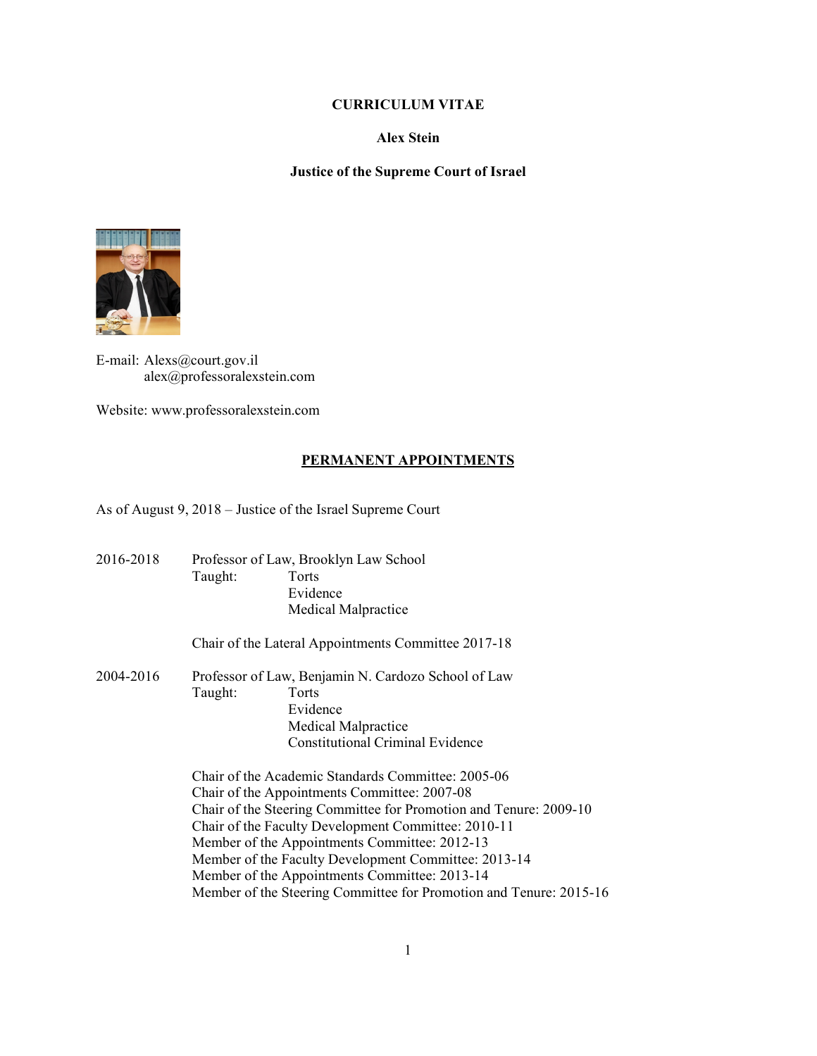**CURRICULUM VITAE**

**Alex Stein**

**Justice of the Supreme Court of Israel**

E-mail: Alexs@court.gov.il
alex@professoralexstein.com

Website: www.professoralexstein.com

## PERMANENT APPOINTMENTS

As of August 9, 2018 – Justice of the Israel Supreme Court

**2016-2018** Professor of Law, Brooklyn Law School

Taught:
- Torts
- Evidence
- Medical Malpractice

Chair of the Lateral Appointments Committee 2017-18

**2004-2016** Professor of Law, Benjamin N. Cardozo School of Law

Taught:
- Torts
- Evidence
- Medical Malpractice
- Constitutional Criminal Evidence

Chair of the Academic Standards Committee: 2005-06
Chair of the Appointments Committee: 2007-08
Chair of the Steering Committee for Promotion and Tenure: 2009-10
Chair of the Faculty Development Committee: 2010-11
Member of the Appointments Committee: 2012-13
Member of the Faculty Development Committee: 2013-14
Member of the Appointments Committee: 2013-14
Member of the Steering Committee for Promotion and Tenure: 2015-16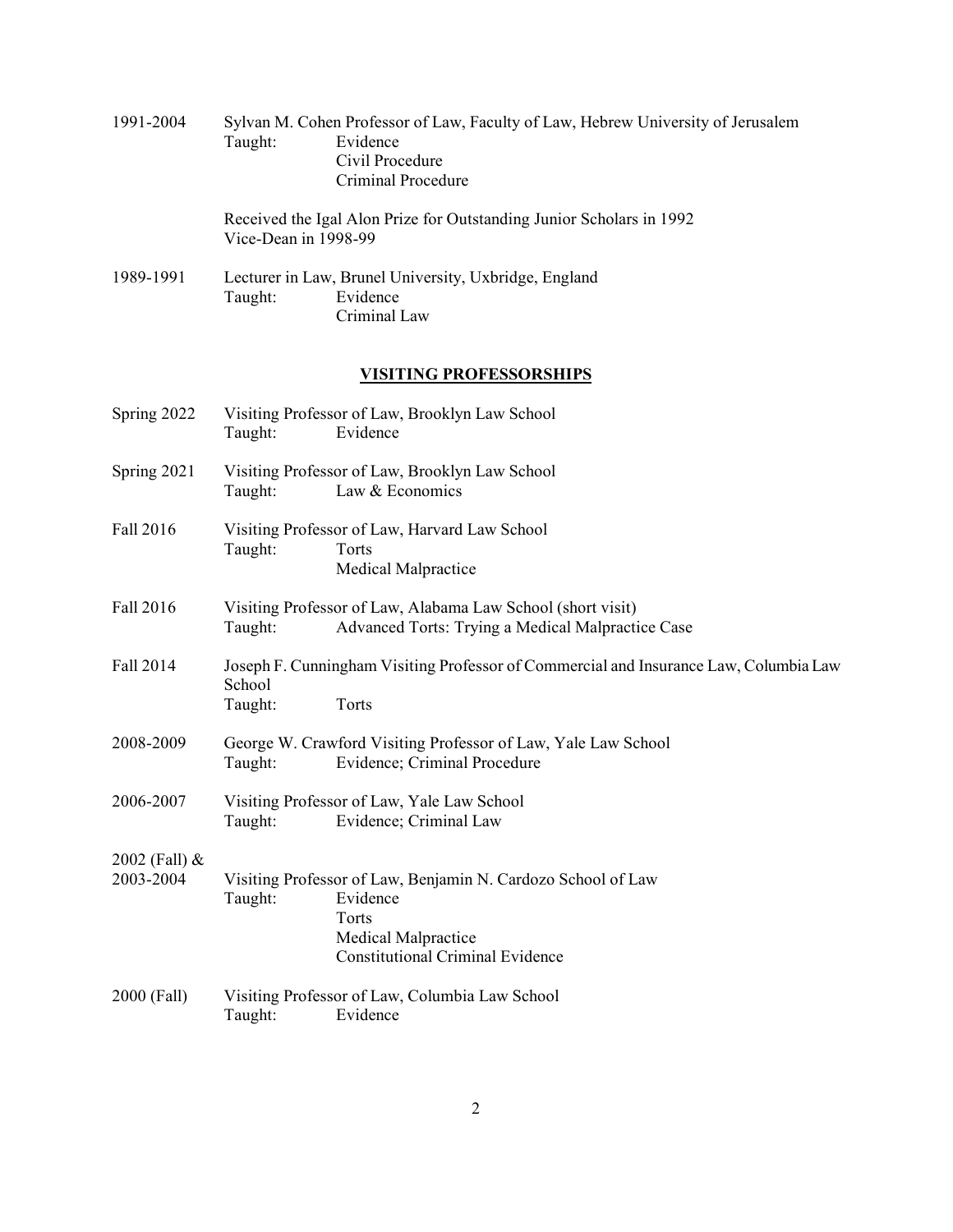1991-2004 Sylvan M. Cohen Professor of Law, Faculty of Law, Hebrew University of Jerusalem
Taught: Evidence
Civil Procedure
Criminal Procedure

Received the Igal Alon Prize for Outstanding Junior Scholars in 1992
Vice-Dean in 1998-99

1989-1991 Lecturer in Law, Brunel University, Uxbridge, England
Taught: Evidence
Criminal Law

## VISITING PROFESSORSHIPS

Spring 2022 Visiting Professor of Law, Brooklyn Law School
Taught: Evidence

Spring 2021 Visiting Professor of Law, Brooklyn Law School
Taught: Law & Economics

Fall 2016 Visiting Professor of Law, Harvard Law School
Taught: Torts
Medical Malpractice

Fall 2016 Visiting Professor of Law, Alabama Law School (short visit)
Taught: Advanced Torts: Trying a Medical Malpractice Case

Fall 2014 Joseph F. Cunningham Visiting Professor of Commercial and Insurance Law, Columbia Law School
Taught: Torts

2008-2009 George W. Crawford Visiting Professor of Law, Yale Law School
Taught: Evidence; Criminal Procedure

2006-2007 Visiting Professor of Law, Yale Law School
Taught: Evidence; Criminal Law

2002 (Fall) & 2003-2004 Visiting Professor of Law, Benjamin N. Cardozo School of Law
Taught: Evidence
Torts
Medical Malpractice
Constitutional Criminal Evidence

2000 (Fall) Visiting Professor of Law, Columbia Law School
Taught: Evidence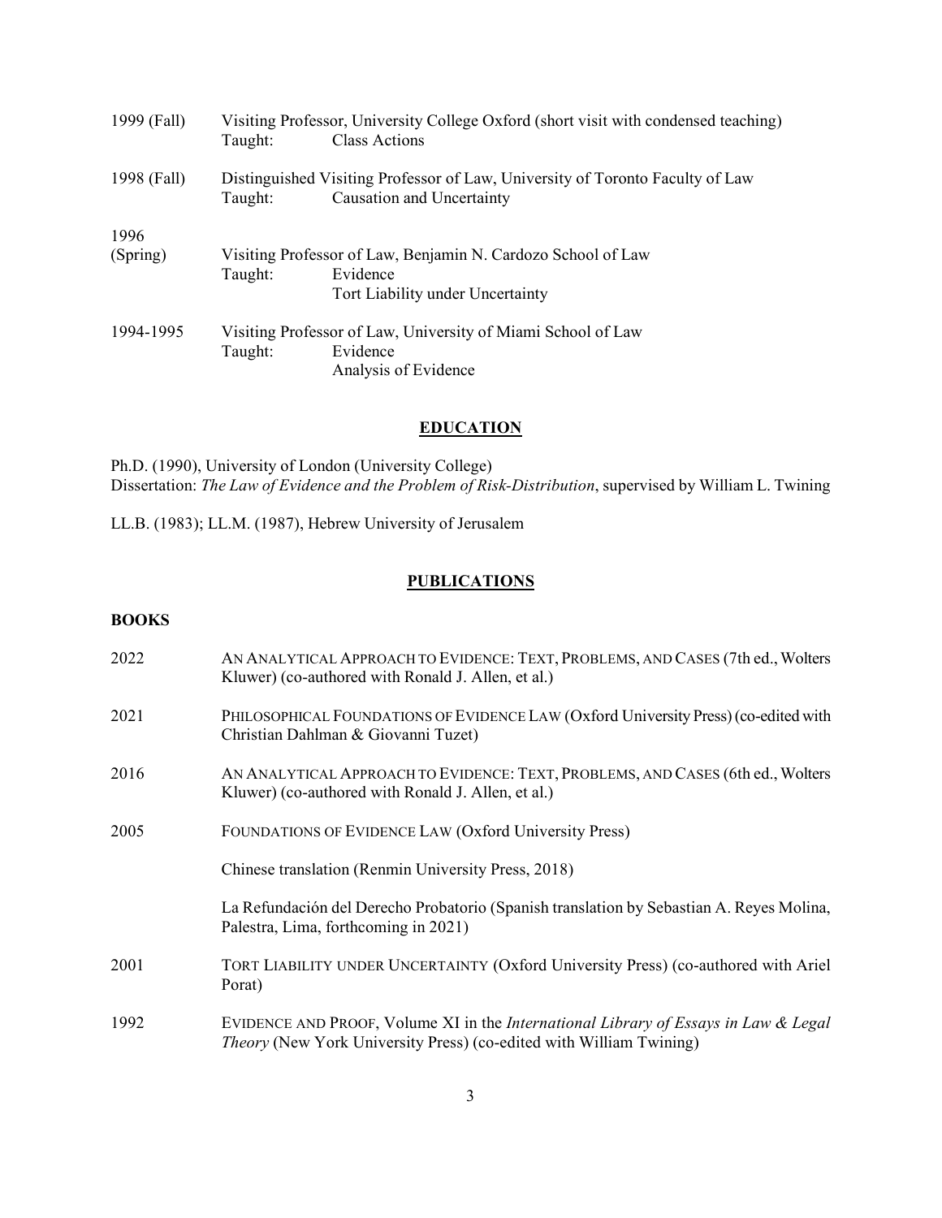1999 (Fall) Visiting Professor, University College Oxford (short visit with condensed teaching)
Taught: Class Actions

1998 (Fall) Distinguished Visiting Professor of Law, University of Toronto Faculty of Law
Taught: Causation and Uncertainty

1996 (Spring) Visiting Professor of Law, Benjamin N. Cardozo School of Law
Taught: Evidence
Tort Liability under Uncertainty

1994-1995 Visiting Professor of Law, University of Miami School of Law
Taught: Evidence
Analysis of Evidence

## EDUCATION

Ph.D. (1990), University of London (University College)
Dissertation: *The Law of Evidence and the Problem of Risk-Distribution*, supervised by William L. Twining

LL.B. (1983); LL.M. (1987), Hebrew University of Jerusalem

## PUBLICATIONS

### BOOKS

2022 AN ANALYTICAL APPROACH TO EVIDENCE: TEXT, PROBLEMS, AND CASES (7th ed., Wolters Kluwer) (co-authored with Ronald J. Allen, et al.)

2021 PHILOSOPHICAL FOUNDATIONS OF EVIDENCE LAW (Oxford University Press) (co-edited with Christian Dahlman & Giovanni Tuzet)

2016 AN ANALYTICAL APPROACH TO EVIDENCE: TEXT, PROBLEMS, AND CASES (6th ed., Wolters Kluwer) (co-authored with Ronald J. Allen, et al.)

2005 FOUNDATIONS OF EVIDENCE LAW (Oxford University Press)

Chinese translation (Renmin University Press, 2018)

La Refundación del Derecho Probatorio (Spanish translation by Sebastian A. Reyes Molina, Palestra, Lima, forthcoming in 2021)

2001 TORT LIABILITY UNDER UNCERTAINTY (Oxford University Press) (co-authored with Ariel Porat)

1992 EVIDENCE AND PROOF, Volume XI in the *International Library of Essays in Law & Legal Theory* (New York University Press) (co-edited with William Twining)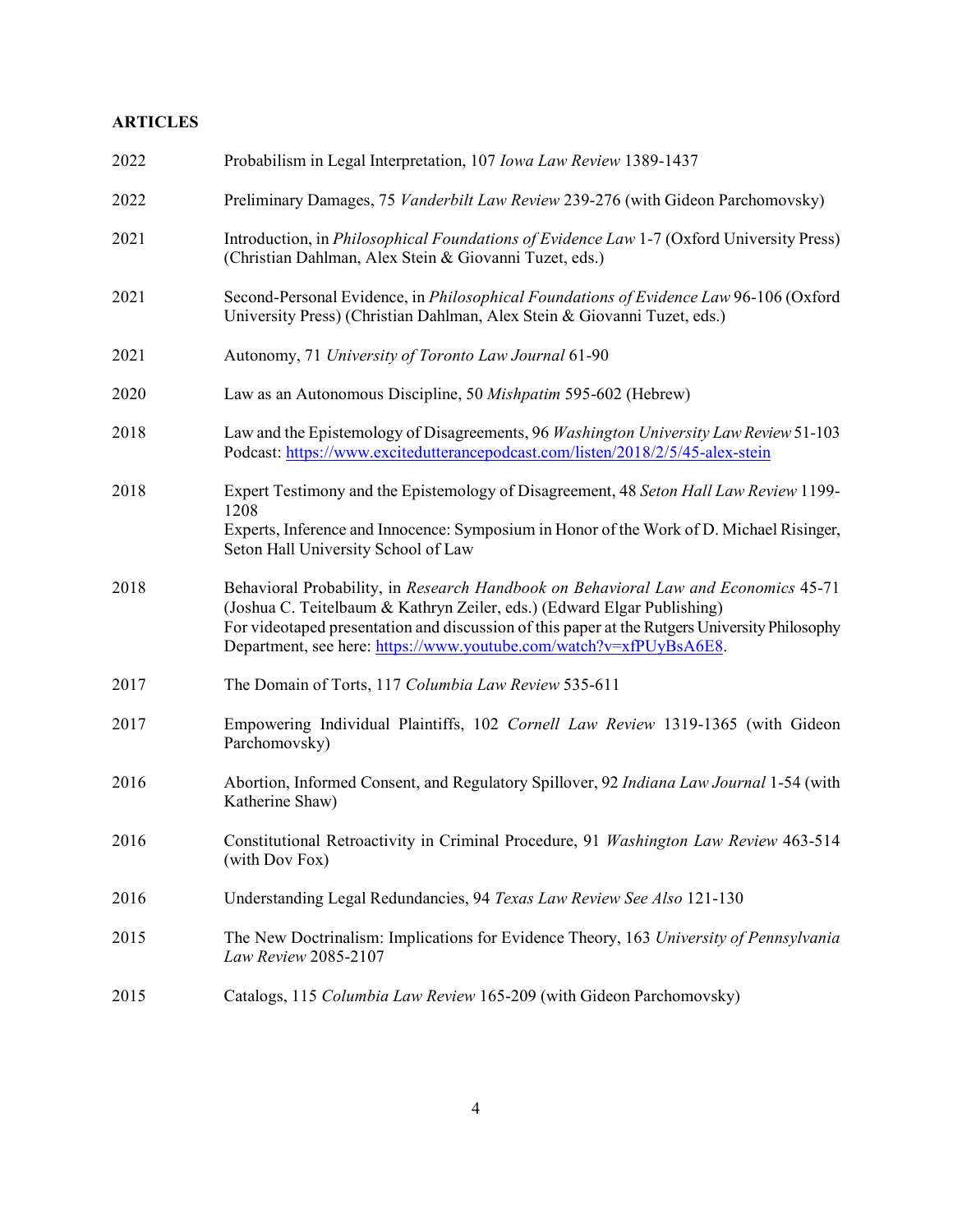**ARTICLES**

2022 Probabilism in Legal Interpretation, 107 *Iowa Law Review* 1389-1437

2022 Preliminary Damages, 75 *Vanderbilt Law Review* 239-276 (with Gideon Parchomovsky)

2021 Introduction, in *Philosophical Foundations of Evidence Law* 1-7 (Oxford University Press) (Christian Dahlman, Alex Stein & Giovanni Tuzet, eds.)

2021 Second-Personal Evidence, in *Philosophical Foundations of Evidence Law* 96-106 (Oxford University Press) (Christian Dahlman, Alex Stein & Giovanni Tuzet, eds.)

2021 Autonomy, 71 *University of Toronto Law Journal* 61-90

2020 Law as an Autonomous Discipline, 50 *Mishpatim* 595-602 (Hebrew)

2018 Law and the Epistemology of Disagreements, 96 *Washington University Law Review* 51-103
Podcast: [https://www.excitedutterancepodcast.com/listen/2018/2/5/45-alex-stein](https://www.excitedutterancepodcast.com/listen/2018/2/5/45-alex-stein)

2018 Expert Testimony and the Epistemology of Disagreement, 48 *Seton Hall Law Review* 1199-1208
Experts, Inference and Innocence: Symposium in Honor of the Work of D. Michael Risinger, Seton Hall University School of Law

2018 Behavioral Probability, in *Research Handbook on Behavioral Law and Economics* 45-71 (Joshua C. Teitelbaum & Kathryn Zeiler, eds.) (Edward Elgar Publishing)
For videotaped presentation and discussion of this paper at the Rutgers University Philosophy Department, see here: [https://www.youtube.com/watch?v=xfPUyBsA6E8](https://www.youtube.com/watch?v=xfPUyBsA6E8).

2017 The Domain of Torts, 117 *Columbia Law Review* 535-611

2017 Empowering Individual Plaintiffs, 102 *Cornell Law Review* 1319-1365 (with Gideon Parchomovsky)

2016 Abortion, Informed Consent, and Regulatory Spillover, 92 *Indiana Law Journal* 1-54 (with Katherine Shaw)

2016 Constitutional Retroactivity in Criminal Procedure, 91 *Washington Law Review* 463-514 (with Dov Fox)

2016 Understanding Legal Redundancies, 94 *Texas Law Review See Also* 121-130

2015 The New Doctrinalism: Implications for Evidence Theory, 163 *University of Pennsylvania Law Review* 2085-2107

2015 Catalogs, 115 *Columbia Law Review* 165-209 (with Gideon Parchomovsky)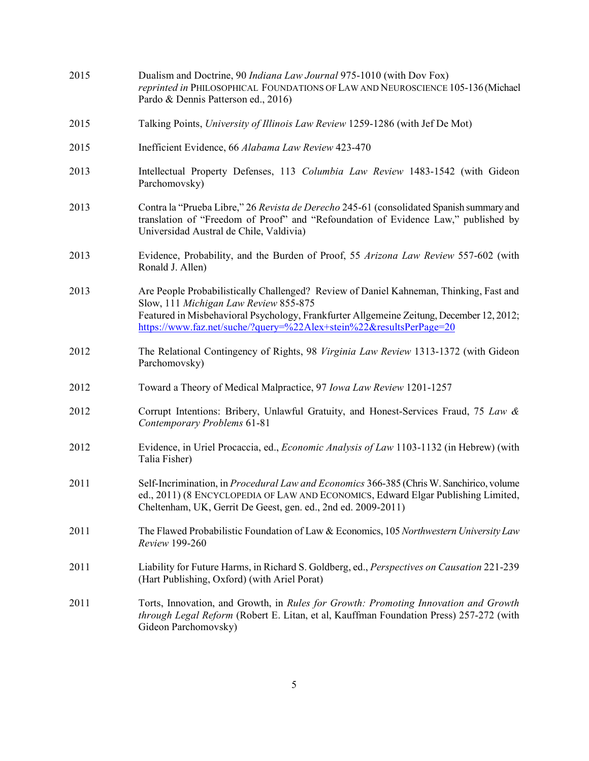2015 Dualism and Doctrine, 90 *Indiana Law Journal* 975-1010 (with Dov Fox) *reprinted in* PHILOSOPHICAL FOUNDATIONS OF LAW AND NEUROSCIENCE 105-136 (Michael Pardo & Dennis Patterson ed., 2016)

2015 Talking Points, *University of Illinois Law Review* 1259-1286 (with Jef De Mot)

2015 Inefficient Evidence, 66 *Alabama Law Review* 423-470

2013 Intellectual Property Defenses, 113 *Columbia Law Review* 1483-1542 (with Gideon Parchomovsky)

2013 Contra la "Prueba Libre," 26 *Revista de Derecho* 245-61 (consolidated Spanish summary and translation of "Freedom of Proof" and "Refoundation of Evidence Law," published by Universidad Austral de Chile, Valdivia)

2013 Evidence, Probability, and the Burden of Proof, 55 *Arizona Law Review* 557-602 (with Ronald J. Allen)

2013 Are People Probabilistically Challenged? Review of Daniel Kahneman, Thinking, Fast and Slow, 111 *Michigan Law Review* 855-875
Featured in Misbehavioral Psychology, Frankfurter Allgemeine Zeitung, December 12, 2012; https://www.faz.net/suche/?query=%22Alex+stein%22&resultsPerPage=20

2012 The Relational Contingency of Rights, 98 *Virginia Law Review* 1313-1372 (with Gideon Parchomovsky)

2012 Toward a Theory of Medical Malpractice, 97 *Iowa Law Review* 1201-1257

2012 Corrupt Intentions: Bribery, Unlawful Gratuity, and Honest-Services Fraud, 75 *Law & Contemporary Problems* 61-81

2012 Evidence, in Uriel Procaccia, ed., *Economic Analysis of Law* 1103-1132 (in Hebrew) (with Talia Fisher)

2011 Self-Incrimination, in *Procedural Law and Economics* 366-385 (Chris W. Sanchirico, volume ed., 2011) (8 ENCYCLOPEDIA OF LAW AND ECONOMICS, Edward Elgar Publishing Limited, Cheltenham, UK, Gerrit De Geest, gen. ed., 2nd ed. 2009-2011)

2011 The Flawed Probabilistic Foundation of Law & Economics, 105 *Northwestern University Law Review* 199-260

2011 Liability for Future Harms, in Richard S. Goldberg, ed., *Perspectives on Causation* 221-239 (Hart Publishing, Oxford) (with Ariel Porat)

2011 Torts, Innovation, and Growth, in *Rules for Growth: Promoting Innovation and Growth through Legal Reform* (Robert E. Litan, et al, Kauffman Foundation Press) 257-272 (with Gideon Parchomovsky)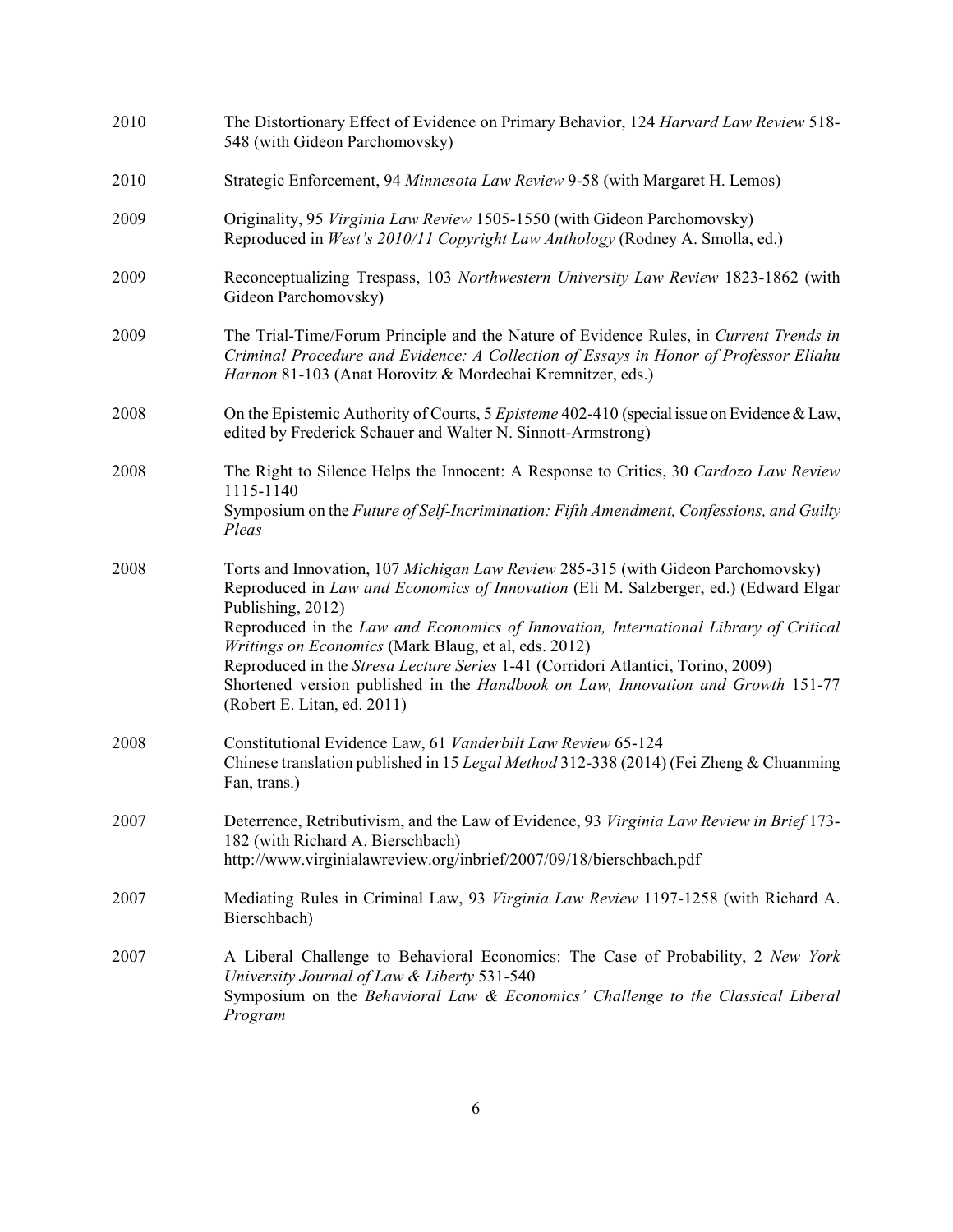2010 The Distortionary Effect of Evidence on Primary Behavior, 124 *Harvard Law Review* 518-548 (with Gideon Parchomovsky)

2010 Strategic Enforcement, 94 *Minnesota Law Review* 9-58 (with Margaret H. Lemos)

2009 Originality, 95 *Virginia Law Review* 1505-1550 (with Gideon Parchomovsky)
Reproduced in *West's 2010/11 Copyright Law Anthology* (Rodney A. Smolla, ed.)

2009 Reconceptualizing Trespass, 103 *Northwestern University Law Review* 1823-1862 (with Gideon Parchomovsky)

2009 The Trial-Time/Forum Principle and the Nature of Evidence Rules, in *Current Trends in Criminal Procedure and Evidence: A Collection of Essays in Honor of Professor Eliahu Harnon* 81-103 (Anat Horovitz & Mordechai Kremnitzer, eds.)

2008 On the Epistemic Authority of Courts, 5 *Episteme* 402-410 (special issue on Evidence & Law, edited by Frederick Schauer and Walter N. Sinnott-Armstrong)

2008 The Right to Silence Helps the Innocent: A Response to Critics, 30 *Cardozo Law Review* 1115-1140
Symposium on the *Future of Self-Incrimination: Fifth Amendment, Confessions, and Guilty Pleas*

2008 Torts and Innovation, 107 *Michigan Law Review* 285-315 (with Gideon Parchomovsky)
Reproduced in *Law and Economics of Innovation* (Eli M. Salzberger, ed.) (Edward Elgar Publishing, 2012)
Reproduced in the *Law and Economics of Innovation, International Library of Critical Writings on Economics* (Mark Blaug, et al, eds. 2012)
Reproduced in the *Stresa Lecture Series* 1-41 (Corridori Atlantici, Torino, 2009)
Shortened version published in the *Handbook on Law, Innovation and Growth* 151-77 (Robert E. Litan, ed. 2011)

2008 Constitutional Evidence Law, 61 *Vanderbilt Law Review* 65-124
Chinese translation published in 15 *Legal Method* 312-338 (2014) (Fei Zheng & Chuanming Fan, trans.)

2007 Deterrence, Retributivism, and the Law of Evidence, 93 *Virginia Law Review in Brief* 173-182 (with Richard A. Bierschbach)
http://www.virginialawreview.org/inbrief/2007/09/18/bierschbach.pdf

2007 Mediating Rules in Criminal Law, 93 *Virginia Law Review* 1197-1258 (with Richard A. Bierschbach)

2007 A Liberal Challenge to Behavioral Economics: The Case of Probability, 2 *New York University Journal of Law & Liberty* 531-540
Symposium on the *Behavioral Law & Economics' Challenge to the Classical Liberal Program*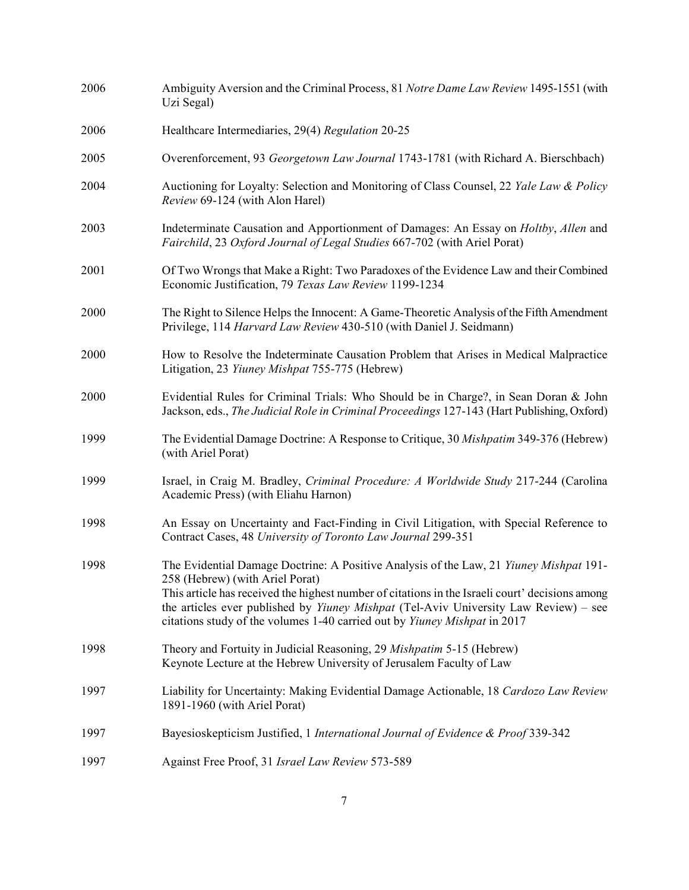2006 Ambiguity Aversion and the Criminal Process, 81 *Notre Dame Law Review* 1495-1551 (with Uzi Segal)

2006 Healthcare Intermediaries, 29(4) *Regulation* 20-25

2005 Overenforcement, 93 *Georgetown Law Journal* 1743-1781 (with Richard A. Bierschbach)

2004 Auctioning for Loyalty: Selection and Monitoring of Class Counsel, 22 *Yale Law & Policy Review* 69-124 (with Alon Harel)

2003 Indeterminate Causation and Apportionment of Damages: An Essay on *Holtby*, *Allen* and *Fairchild*, 23 *Oxford Journal of Legal Studies* 667-702 (with Ariel Porat)

2001 Of Two Wrongs that Make a Right: Two Paradoxes of the Evidence Law and their Combined Economic Justification, 79 *Texas Law Review* 1199-1234

2000 The Right to Silence Helps the Innocent: A Game-Theoretic Analysis of the Fifth Amendment Privilege, 114 *Harvard Law Review* 430-510 (with Daniel J. Seidmann)

2000 How to Resolve the Indeterminate Causation Problem that Arises in Medical Malpractice Litigation, 23 *Yiuney Mishpat* 755-775 (Hebrew)

2000 Evidential Rules for Criminal Trials: Who Should be in Charge?, in Sean Doran & John Jackson, eds., *The Judicial Role in Criminal Proceedings* 127-143 (Hart Publishing, Oxford)

1999 The Evidential Damage Doctrine: A Response to Critique, 30 *Mishpatim* 349-376 (Hebrew) (with Ariel Porat)

1999 Israel, in Craig M. Bradley, *Criminal Procedure: A Worldwide Study* 217-244 (Carolina Academic Press) (with Eliahu Harnon)

1998 An Essay on Uncertainty and Fact-Finding in Civil Litigation, with Special Reference to Contract Cases, 48 *University of Toronto Law Journal* 299-351

1998 The Evidential Damage Doctrine: A Positive Analysis of the Law, 21 *Yiuney Mishpat* 191-258 (Hebrew) (with Ariel Porat)
This article has received the highest number of citations in the Israeli court' decisions among the articles ever published by *Yiuney Mishpat* (Tel-Aviv University Law Review) – see citations study of the volumes 1-40 carried out by *Yiuney Mishpat* in 2017

1998 Theory and Fortuity in Judicial Reasoning, 29 *Mishpatim* 5-15 (Hebrew)
Keynote Lecture at the Hebrew University of Jerusalem Faculty of Law

1997 Liability for Uncertainty: Making Evidential Damage Actionable, 18 *Cardozo Law Review* 1891-1960 (with Ariel Porat)

1997 Bayesioskepticism Justified, 1 *International Journal of Evidence & Proof* 339-342

1997 Against Free Proof, 31 *Israel Law Review* 573-589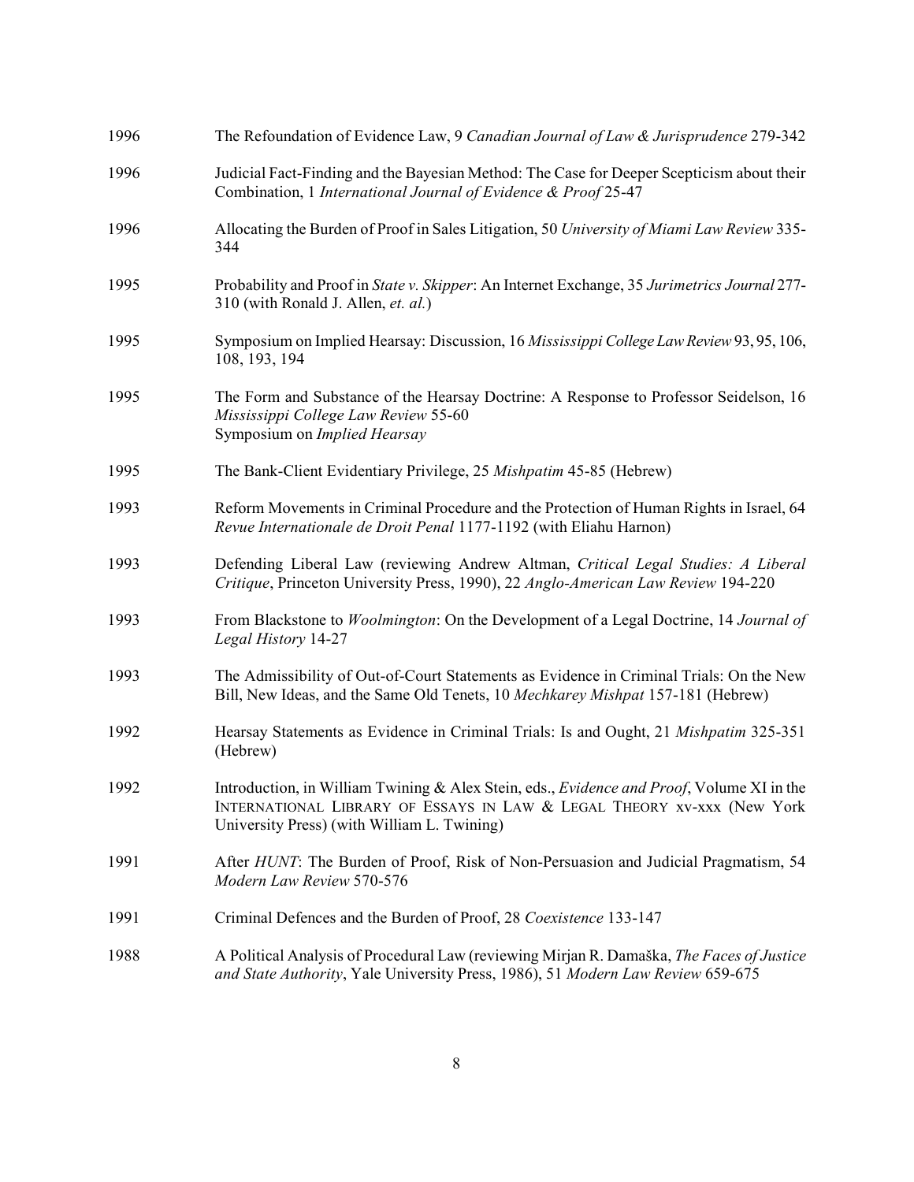1996 The Refoundation of Evidence Law, 9 *Canadian Journal of Law & Jurisprudence* 279-342

1996 Judicial Fact-Finding and the Bayesian Method: The Case for Deeper Scepticism about their Combination, 1 *International Journal of Evidence & Proof* 25-47

1996 Allocating the Burden of Proof in Sales Litigation, 50 *University of Miami Law Review* 335-344

1995 Probability and Proof in *State v. Skipper*: An Internet Exchange, 35 *Jurimetrics Journal* 277-310 (with Ronald J. Allen, *et. al.*)

1995 Symposium on Implied Hearsay: Discussion, 16 *Mississippi College Law Review* 93, 95, 106, 108, 193, 194

1995 The Form and Substance of the Hearsay Doctrine: A Response to Professor Seidelson, 16 *Mississippi College Law Review* 55-60
Symposium on *Implied Hearsay*

1995 The Bank-Client Evidentiary Privilege, 25 *Mishpatim* 45-85 (Hebrew)

1993 Reform Movements in Criminal Procedure and the Protection of Human Rights in Israel, 64 *Revue Internationale de Droit Penal* 1177-1192 (with Eliahu Harnon)

1993 Defending Liberal Law (reviewing Andrew Altman, *Critical Legal Studies: A Liberal Critique*, Princeton University Press, 1990), 22 *Anglo-American Law Review* 194-220

1993 From Blackstone to *Woolmington*: On the Development of a Legal Doctrine, 14 *Journal of Legal History* 14-27

1993 The Admissibility of Out-of-Court Statements as Evidence in Criminal Trials: On the New Bill, New Ideas, and the Same Old Tenets, 10 *Mechkarey Mishpat* 157-181 (Hebrew)

1992 Hearsay Statements as Evidence in Criminal Trials: Is and Ought, 21 *Mishpatim* 325-351 (Hebrew)

1992 Introduction, in William Twining & Alex Stein, eds., *Evidence and Proof*, Volume XI in the INTERNATIONAL LIBRARY OF ESSAYS IN LAW & LEGAL THEORY xv-xxx (New York University Press) (with William L. Twining)

1991 After *HUNT*: The Burden of Proof, Risk of Non-Persuasion and Judicial Pragmatism, 54 *Modern Law Review* 570-576

1991 Criminal Defences and the Burden of Proof, 28 *Coexistence* 133-147

1988 A Political Analysis of Procedural Law (reviewing Mirjan R. Damaška, *The Faces of Justice and State Authority*, Yale University Press, 1986), 51 *Modern Law Review* 659-675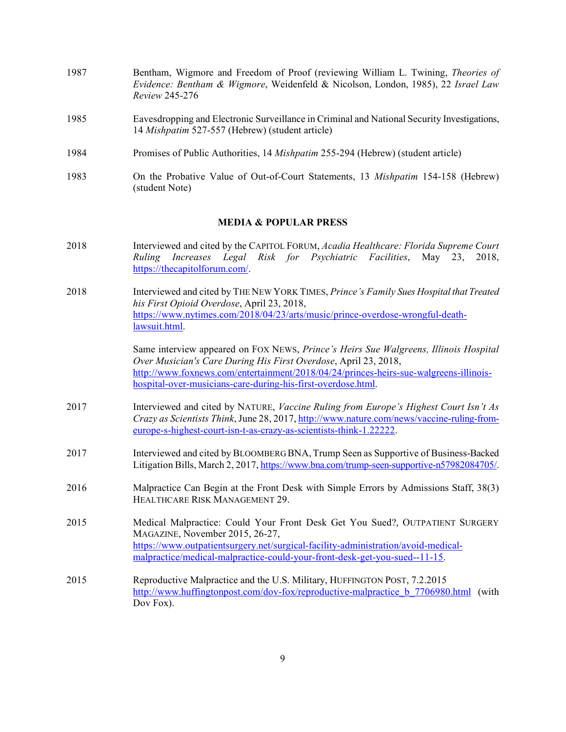1987 Bentham, Wigmore and Freedom of Proof (reviewing William L. Twining, *Theories of Evidence: Bentham & Wigmore*, Weidenfeld & Nicolson, London, 1985), 22 *Israel Law Review* 245-276

1985 Eavesdropping and Electronic Surveillance in Criminal and National Security Investigations, 14 *Mishpatim* 527-557 (Hebrew) (student article)

1984 Promises of Public Authorities, 14 *Mishpatim* 255-294 (Hebrew) (student article)

1983 On the Probative Value of Out-of-Court Statements, 13 *Mishpatim* 154-158 (Hebrew) (student Note)

## MEDIA & POPULAR PRESS

2018 Interviewed and cited by the CAPITOL FORUM, *Acadia Healthcare: Florida Supreme Court Ruling Increases Legal Risk for Psychiatric Facilities*, May 23, 2018, https://thecapitolforum.com/.

2018 Interviewed and cited by THE NEW YORK TIMES, *Prince's Family Sues Hospital that Treated his First Opioid Overdose*, April 23, 2018, https://www.nytimes.com/2018/04/23/arts/music/prince-overdose-wrongful-death-lawsuit.html.

Same interview appeared on FOX NEWS, *Prince's Heirs Sue Walgreens, Illinois Hospital Over Musician's Care During His First Overdose*, April 23, 2018, http://www.foxnews.com/entertainment/2018/04/24/princes-heirs-sue-walgreens-illinois-hospital-over-musicians-care-during-his-first-overdose.html.

2017 Interviewed and cited by NATURE, *Vaccine Ruling from Europe's Highest Court Isn't As Crazy as Scientists Think*, June 28, 2017, http://www.nature.com/news/vaccine-ruling-from-europe-s-highest-court-isn-t-as-crazy-as-scientists-think-1.22222.

2017 Interviewed and cited by BLOOMBERG BNA, Trump Seen as Supportive of Business-Backed Litigation Bills, March 2, 2017, https://www.bna.com/trump-seen-supportive-n57982084705/.

2016 Malpractice Can Begin at the Front Desk with Simple Errors by Admissions Staff, 38(3) HEALTHCARE RISK MANAGEMENT 29.

2015 Medical Malpractice: Could Your Front Desk Get You Sued?, OUTPATIENT SURGERY MAGAZINE, November 2015, 26-27, https://www.outpatientsurgery.net/surgical-facility-administration/avoid-medical-malpractice/medical-malpractice-could-your-front-desk-get-you-sued--11-15.

2015 Reproductive Malpractice and the U.S. Military, HUFFINGTON POST, 7.2.2015 http://www.huffingtonpost.com/dov-fox/reproductive-malpractice_b_7706980.html (with Dov Fox).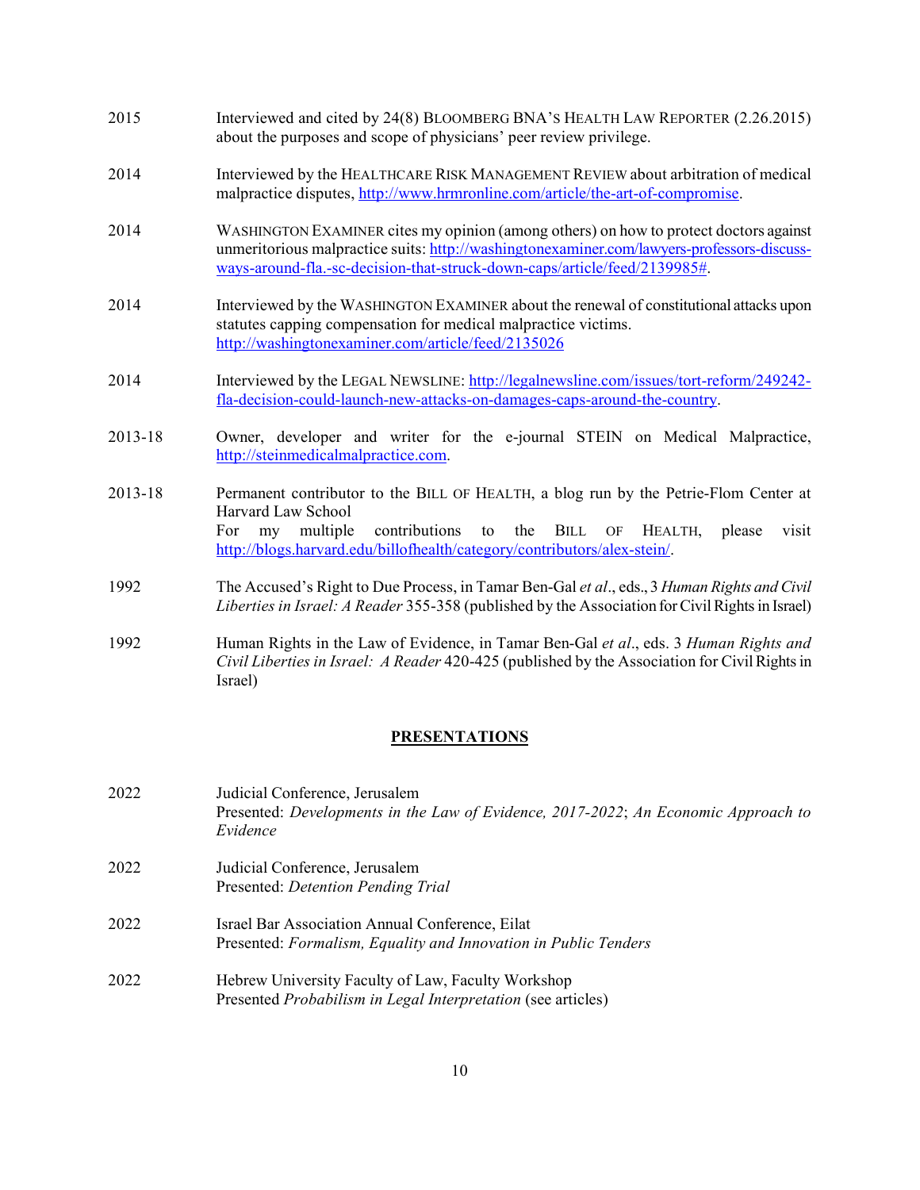2015 Interviewed and cited by 24(8) BLOOMBERG BNA'S HEALTH LAW REPORTER (2.26.2015) about the purposes and scope of physicians' peer review privilege.

2014 Interviewed by the HEALTHCARE RISK MANAGEMENT REVIEW about arbitration of medical malpractice disputes, http://www.hrmronline.com/article/the-art-of-compromise.

2014 WASHINGTON EXAMINER cites my opinion (among others) on how to protect doctors against unmeritorious malpractice suits: http://washingtonexaminer.com/lawyers-professors-discuss-ways-around-fla.-sc-decision-that-struck-down-caps/article/feed/2139985#.

2014 Interviewed by the WASHINGTON EXAMINER about the renewal of constitutional attacks upon statutes capping compensation for medical malpractice victims. http://washingtonexaminer.com/article/feed/2135026

2014 Interviewed by the LEGAL NEWSLINE: http://legalnewsline.com/issues/tort-reform/249242-fla-decision-could-launch-new-attacks-on-damages-caps-around-the-country.

2013-18 Owner, developer and writer for the e-journal STEIN on Medical Malpractice, http://steinmedicalmalpractice.com.

2013-18 Permanent contributor to the BILL OF HEALTH, a blog run by the Petrie-Flom Center at Harvard Law School
For my multiple contributions to the BILL OF HEALTH, please visit http://blogs.harvard.edu/billofhealth/category/contributors/alex-stein/.

1992 The Accused's Right to Due Process, in Tamar Ben-Gal *et al*., eds., 3 *Human Rights and Civil Liberties in Israel: A Reader* 355-358 (published by the Association for Civil Rights in Israel)

1992 Human Rights in the Law of Evidence, in Tamar Ben-Gal *et al*., eds. 3 *Human Rights and Civil Liberties in Israel: A Reader* 420-425 (published by the Association for Civil Rights in Israel)

## PRESENTATIONS

2022 Judicial Conference, Jerusalem
Presented: *Developments in the Law of Evidence, 2017-2022*; *An Economic Approach to Evidence*

2022 Judicial Conference, Jerusalem
Presented: *Detention Pending Trial*

2022 Israel Bar Association Annual Conference, Eilat
Presented: *Formalism, Equality and Innovation in Public Tenders*

2022 Hebrew University Faculty of Law, Faculty Workshop
Presented *Probabilism in Legal Interpretation* (see articles)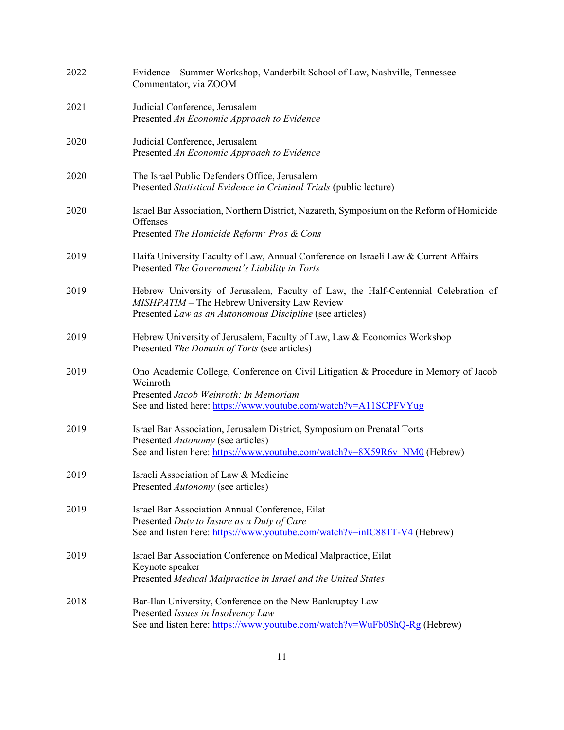2022 Evidence—Summer Workshop, Vanderbilt School of Law, Nashville, Tennessee
Commentator, via ZOOM

2021 Judicial Conference, Jerusalem
Presented *An Economic Approach to Evidence*

2020 Judicial Conference, Jerusalem
Presented *An Economic Approach to Evidence*

2020 The Israel Public Defenders Office, Jerusalem
Presented *Statistical Evidence in Criminal Trials* (public lecture)

2020 Israel Bar Association, Northern District, Nazareth, Symposium on the Reform of Homicide Offenses
Presented *The Homicide Reform: Pros & Cons*

2019 Haifa University Faculty of Law, Annual Conference on Israeli Law & Current Affairs
Presented *The Government's Liability in Torts*

2019 Hebrew University of Jerusalem, Faculty of Law, the Half-Centennial Celebration of *MISHPATIM* – The Hebrew University Law Review
Presented *Law as an Autonomous Discipline* (see articles)

2019 Hebrew University of Jerusalem, Faculty of Law, Law & Economics Workshop
Presented *The Domain of Torts* (see articles)

2019 Ono Academic College, Conference on Civil Litigation & Procedure in Memory of Jacob Weinroth
Presented *Jacob Weinroth: In Memoriam*
See and listed here: https://www.youtube.com/watch?v=A11SCPFVYug

2019 Israel Bar Association, Jerusalem District, Symposium on Prenatal Torts
Presented *Autonomy* (see articles)
See and listen here: https://www.youtube.com/watch?v=8X59R6v_NM0 (Hebrew)

2019 Israeli Association of Law & Medicine
Presented *Autonomy* (see articles)

2019 Israel Bar Association Annual Conference, Eilat
Presented *Duty to Insure as a Duty of Care*
See and listen here: https://www.youtube.com/watch?v=inIC881T-V4 (Hebrew)

2019 Israel Bar Association Conference on Medical Malpractice, Eilat
Keynote speaker
Presented *Medical Malpractice in Israel and the United States*

2018 Bar-Ilan University, Conference on the New Bankruptcy Law
Presented *Issues in Insolvency Law*
See and listen here: https://www.youtube.com/watch?v=WuFb0ShQ-Rg (Hebrew)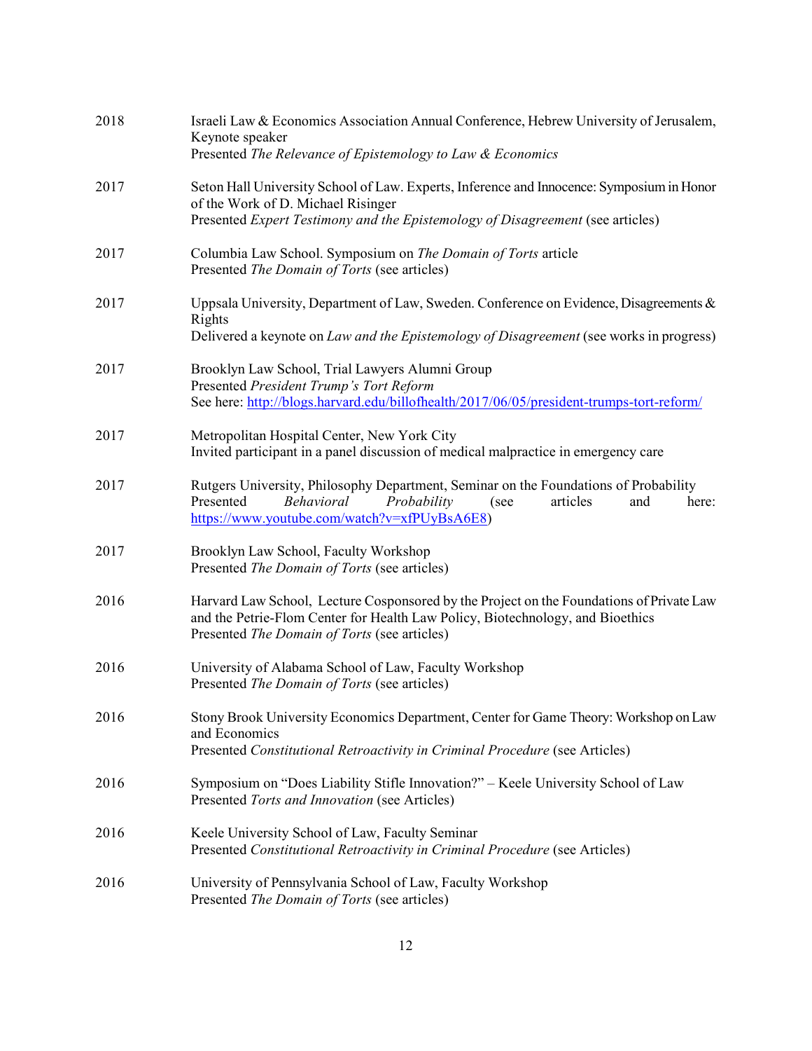2018 Israeli Law & Economics Association Annual Conference, Hebrew University of Jerusalem, Keynote speaker
Presented *The Relevance of Epistemology to Law & Economics*

2017 Seton Hall University School of Law. Experts, Inference and Innocence: Symposium in Honor of the Work of D. Michael Risinger
Presented *Expert Testimony and the Epistemology of Disagreement* (see articles)

2017 Columbia Law School. Symposium on *The Domain of Torts* article
Presented *The Domain of Torts* (see articles)

2017 Uppsala University, Department of Law, Sweden. Conference on Evidence, Disagreements & Rights
Delivered a keynote on *Law and the Epistemology of Disagreement* (see works in progress)

2017 Brooklyn Law School, Trial Lawyers Alumni Group
Presented *President Trump's Tort Reform*
See here: http://blogs.harvard.edu/billofhealth/2017/06/05/president-trumps-tort-reform/

2017 Metropolitan Hospital Center, New York City
Invited participant in a panel discussion of medical malpractice in emergency care

2017 Rutgers University, Philosophy Department, Seminar on the Foundations of Probability
Presented *Behavioral Probability* (see articles and here: https://www.youtube.com/watch?v=xfPUyBsA6E8)

2017 Brooklyn Law School, Faculty Workshop
Presented *The Domain of Torts* (see articles)

2016 Harvard Law School, Lecture Cosponsored by the Project on the Foundations of Private Law and the Petrie-Flom Center for Health Law Policy, Biotechnology, and Bioethics
Presented *The Domain of Torts* (see articles)

2016 University of Alabama School of Law, Faculty Workshop
Presented *The Domain of Torts* (see articles)

2016 Stony Brook University Economics Department, Center for Game Theory: Workshop on Law and Economics
Presented *Constitutional Retroactivity in Criminal Procedure* (see Articles)

2016 Symposium on "Does Liability Stifle Innovation?" – Keele University School of Law
Presented *Torts and Innovation* (see Articles)

2016 Keele University School of Law, Faculty Seminar
Presented *Constitutional Retroactivity in Criminal Procedure* (see Articles)

2016 University of Pennsylvania School of Law, Faculty Workshop
Presented *The Domain of Torts* (see articles)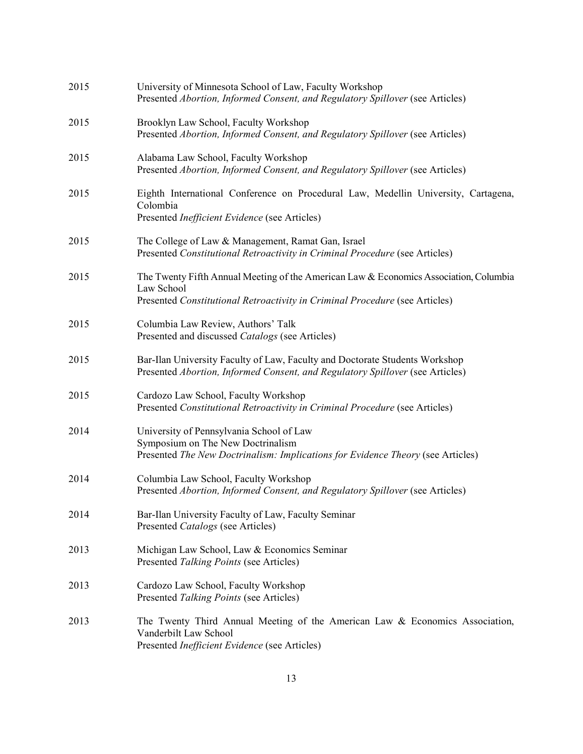2015 University of Minnesota School of Law, Faculty Workshop
Presented *Abortion, Informed Consent, and Regulatory Spillover* (see Articles)

2015 Brooklyn Law School, Faculty Workshop
Presented *Abortion, Informed Consent, and Regulatory Spillover* (see Articles)

2015 Alabama Law School, Faculty Workshop
Presented *Abortion, Informed Consent, and Regulatory Spillover* (see Articles)

2015 Eighth International Conference on Procedural Law, Medellin University, Cartagena, Colombia
Presented *Inefficient Evidence* (see Articles)

2015 The College of Law & Management, Ramat Gan, Israel
Presented *Constitutional Retroactivity in Criminal Procedure* (see Articles)

2015 The Twenty Fifth Annual Meeting of the American Law & Economics Association, Columbia Law School
Presented *Constitutional Retroactivity in Criminal Procedure* (see Articles)

2015 Columbia Law Review, Authors' Talk
Presented and discussed *Catalogs* (see Articles)

2015 Bar-Ilan University Faculty of Law, Faculty and Doctorate Students Workshop
Presented *Abortion, Informed Consent, and Regulatory Spillover* (see Articles)

2015 Cardozo Law School, Faculty Workshop
Presented *Constitutional Retroactivity in Criminal Procedure* (see Articles)

2014 University of Pennsylvania School of Law
Symposium on The New Doctrinalism
Presented *The New Doctrinalism: Implications for Evidence Theory* (see Articles)

2014 Columbia Law School, Faculty Workshop
Presented *Abortion, Informed Consent, and Regulatory Spillover* (see Articles)

2014 Bar-Ilan University Faculty of Law, Faculty Seminar
Presented *Catalogs* (see Articles)

2013 Michigan Law School, Law & Economics Seminar
Presented *Talking Points* (see Articles)

2013 Cardozo Law School, Faculty Workshop
Presented *Talking Points* (see Articles)

2013 The Twenty Third Annual Meeting of the American Law & Economics Association, Vanderbilt Law School
Presented *Inefficient Evidence* (see Articles)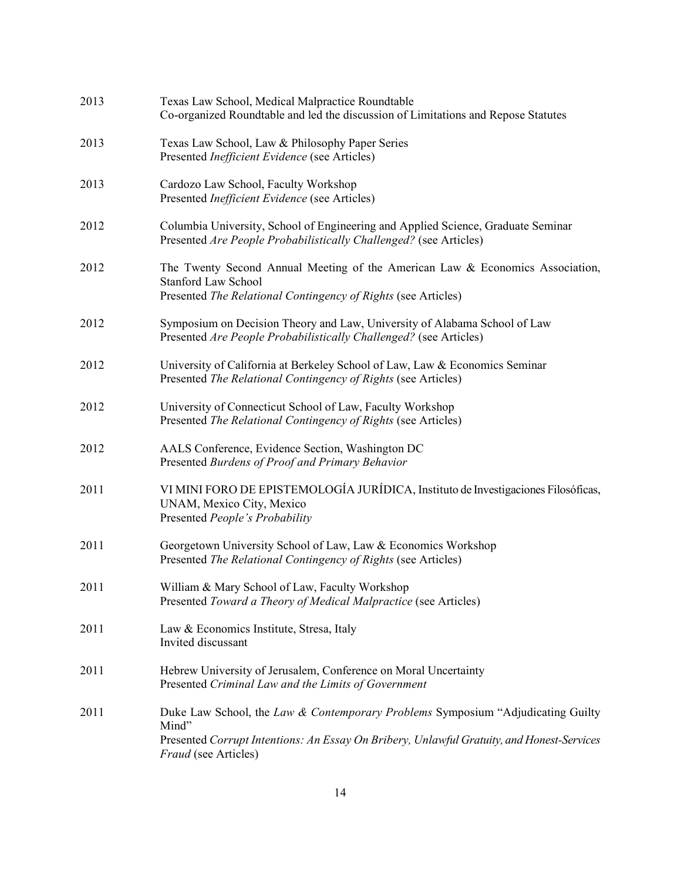2013 Texas Law School, Medical Malpractice Roundtable
Co-organized Roundtable and led the discussion of Limitations and Repose Statutes

2013 Texas Law School, Law & Philosophy Paper Series
Presented *Inefficient Evidence* (see Articles)

2013 Cardozo Law School, Faculty Workshop
Presented *Inefficient Evidence* (see Articles)

2012 Columbia University, School of Engineering and Applied Science, Graduate Seminar
Presented *Are People Probabilistically Challenged?* (see Articles)

2012 The Twenty Second Annual Meeting of the American Law & Economics Association, Stanford Law School
Presented *The Relational Contingency of Rights* (see Articles)

2012 Symposium on Decision Theory and Law, University of Alabama School of Law
Presented *Are People Probabilistically Challenged?* (see Articles)

2012 University of California at Berkeley School of Law, Law & Economics Seminar
Presented *The Relational Contingency of Rights* (see Articles)

2012 University of Connecticut School of Law, Faculty Workshop
Presented *The Relational Contingency of Rights* (see Articles)

2012 AALS Conference, Evidence Section, Washington DC
Presented *Burdens of Proof and Primary Behavior*

2011 VI MINI FORO DE EPISTEMOLOGÍA JURÍDICA, Instituto de Investigaciones Filosóficas, UNAM, Mexico City, Mexico
Presented *People's Probability*

2011 Georgetown University School of Law, Law & Economics Workshop
Presented *The Relational Contingency of Rights* (see Articles)

2011 William & Mary School of Law, Faculty Workshop
Presented *Toward a Theory of Medical Malpractice* (see Articles)

2011 Law & Economics Institute, Stresa, Italy
Invited discussant

2011 Hebrew University of Jerusalem, Conference on Moral Uncertainty
Presented *Criminal Law and the Limits of Government*

2011 Duke Law School, the *Law & Contemporary Problems* Symposium "Adjudicating Guilty Mind"
Presented *Corrupt Intentions: An Essay On Bribery, Unlawful Gratuity, and Honest-Services Fraud* (see Articles)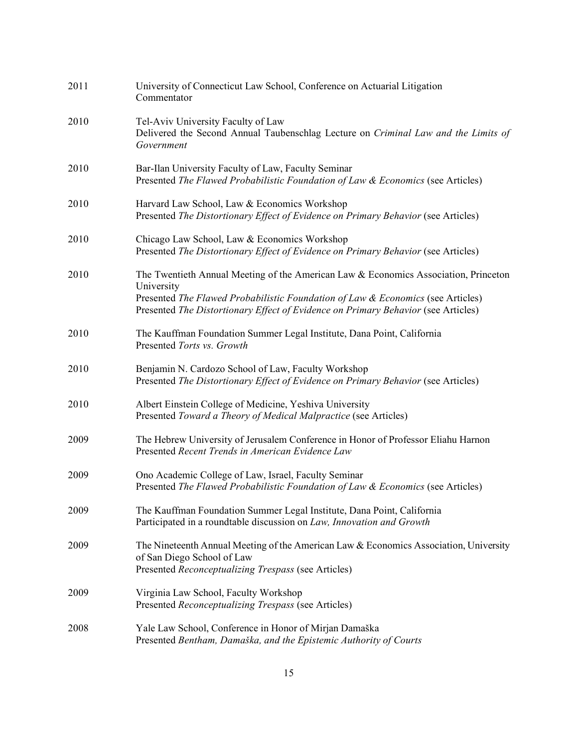| | |
|---|---|
| 2011 | University of Connecticut Law School, Conference on Actuarial Litigation<br>Commentator |
| 2010 | Tel-Aviv University Faculty of Law<br>Delivered the Second Annual Taubenschlag Lecture on *Criminal Law and the Limits of Government* |
| 2010 | Bar-Ilan University Faculty of Law, Faculty Seminar<br>Presented *The Flawed Probabilistic Foundation of Law & Economics* (see Articles) |
| 2010 | Harvard Law School, Law & Economics Workshop<br>Presented *The Distortionary Effect of Evidence on Primary Behavior* (see Articles) |
| 2010 | Chicago Law School, Law & Economics Workshop<br>Presented *The Distortionary Effect of Evidence on Primary Behavior* (see Articles) |
| 2010 | The Twentieth Annual Meeting of the American Law & Economics Association, Princeton University<br>Presented *The Flawed Probabilistic Foundation of Law & Economics* (see Articles)<br>Presented *The Distortionary Effect of Evidence on Primary Behavior* (see Articles) |
| 2010 | The Kauffman Foundation Summer Legal Institute, Dana Point, California<br>Presented *Torts vs. Growth* |
| 2010 | Benjamin N. Cardozo School of Law, Faculty Workshop<br>Presented *The Distortionary Effect of Evidence on Primary Behavior* (see Articles) |
| 2010 | Albert Einstein College of Medicine, Yeshiva University<br>Presented *Toward a Theory of Medical Malpractice* (see Articles) |
| 2009 | The Hebrew University of Jerusalem Conference in Honor of Professor Eliahu Harnon<br>Presented *Recent Trends in American Evidence Law* |
| 2009 | Ono Academic College of Law, Israel, Faculty Seminar<br>Presented *The Flawed Probabilistic Foundation of Law & Economics* (see Articles) |
| 2009 | The Kauffman Foundation Summer Legal Institute, Dana Point, California<br>Participated in a roundtable discussion on *Law, Innovation and Growth* |
| 2009 | The Nineteenth Annual Meeting of the American Law & Economics Association, University of San Diego School of Law<br>Presented *Reconceptualizing Trespass* (see Articles) |
| 2009 | Virginia Law School, Faculty Workshop<br>Presented *Reconceptualizing Trespass* (see Articles) |
| 2008 | Yale Law School, Conference in Honor of Mirjan Damaška<br>Presented *Bentham, Damaška, and the Epistemic Authority of Courts* |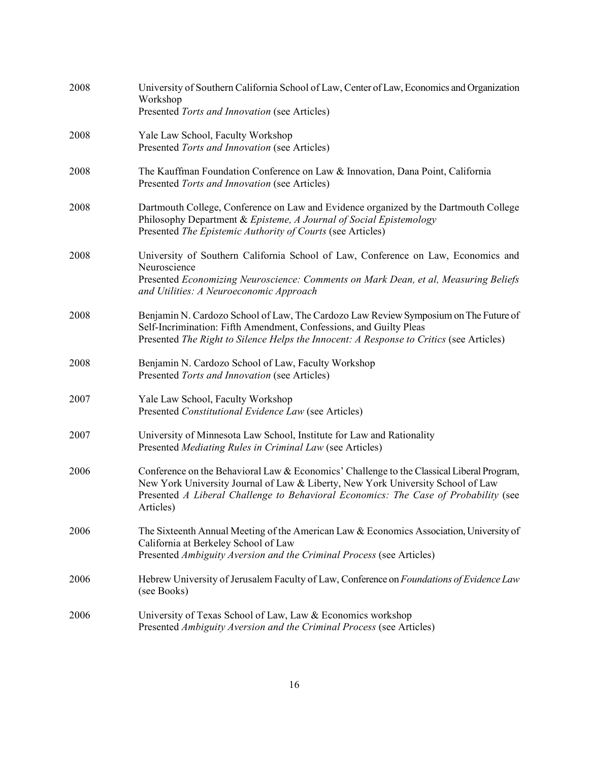2008 University of Southern California School of Law, Center of Law, Economics and Organization Workshop
Presented *Torts and Innovation* (see Articles)

2008 Yale Law School, Faculty Workshop
Presented *Torts and Innovation* (see Articles)

2008 The Kauffman Foundation Conference on Law & Innovation, Dana Point, California
Presented *Torts and Innovation* (see Articles)

2008 Dartmouth College, Conference on Law and Evidence organized by the Dartmouth College Philosophy Department & *Episteme, A Journal of Social Epistemology*
Presented *The Epistemic Authority of Courts* (see Articles)

2008 University of Southern California School of Law, Conference on Law, Economics and Neuroscience
Presented *Economizing Neuroscience: Comments on Mark Dean, et al, Measuring Beliefs and Utilities: A Neuroeconomic Approach*

2008 Benjamin N. Cardozo School of Law, The Cardozo Law Review Symposium on The Future of Self-Incrimination: Fifth Amendment, Confessions, and Guilty Pleas
Presented *The Right to Silence Helps the Innocent: A Response to Critics* (see Articles)

2008 Benjamin N. Cardozo School of Law, Faculty Workshop
Presented *Torts and Innovation* (see Articles)

2007 Yale Law School, Faculty Workshop
Presented *Constitutional Evidence Law* (see Articles)

2007 University of Minnesota Law School, Institute for Law and Rationality
Presented *Mediating Rules in Criminal Law* (see Articles)

2006 Conference on the Behavioral Law & Economics' Challenge to the Classical Liberal Program, New York University Journal of Law & Liberty, New York University School of Law
Presented *A Liberal Challenge to Behavioral Economics: The Case of Probability* (see Articles)

2006 The Sixteenth Annual Meeting of the American Law & Economics Association, University of California at Berkeley School of Law
Presented *Ambiguity Aversion and the Criminal Process* (see Articles)

2006 Hebrew University of Jerusalem Faculty of Law, Conference on *Foundations of Evidence Law* (see Books)

2006 University of Texas School of Law, Law & Economics workshop
Presented *Ambiguity Aversion and the Criminal Process* (see Articles)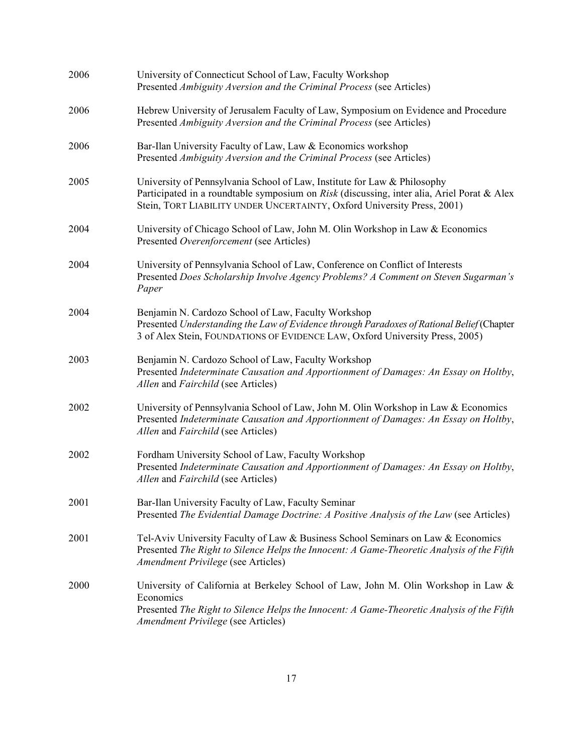2006 University of Connecticut School of Law, Faculty Workshop
Presented *Ambiguity Aversion and the Criminal Process* (see Articles)

2006 Hebrew University of Jerusalem Faculty of Law, Symposium on Evidence and Procedure
Presented *Ambiguity Aversion and the Criminal Process* (see Articles)

2006 Bar-Ilan University Faculty of Law, Law & Economics workshop
Presented *Ambiguity Aversion and the Criminal Process* (see Articles)

2005 University of Pennsylvania School of Law, Institute for Law & Philosophy
Participated in a roundtable symposium on *Risk* (discussing, inter alia, Ariel Porat & Alex Stein, TORT LIABILITY UNDER UNCERTAINTY, Oxford University Press, 2001)

2004 University of Chicago School of Law, John M. Olin Workshop in Law & Economics
Presented *Overenforcement* (see Articles)

2004 University of Pennsylvania School of Law, Conference on Conflict of Interests
Presented *Does Scholarship Involve Agency Problems? A Comment on Steven Sugarman's Paper*

2004 Benjamin N. Cardozo School of Law, Faculty Workshop
Presented *Understanding the Law of Evidence through Paradoxes of Rational Belief* (Chapter 3 of Alex Stein, FOUNDATIONS OF EVIDENCE LAW, Oxford University Press, 2005)

2003 Benjamin N. Cardozo School of Law, Faculty Workshop
Presented *Indeterminate Causation and Apportionment of Damages: An Essay on Holtby*, *Allen* and *Fairchild* (see Articles)

2002 University of Pennsylvania School of Law, John M. Olin Workshop in Law & Economics
Presented *Indeterminate Causation and Apportionment of Damages: An Essay on Holtby*, *Allen* and *Fairchild* (see Articles)

2002 Fordham University School of Law, Faculty Workshop
Presented *Indeterminate Causation and Apportionment of Damages: An Essay on Holtby*, *Allen* and *Fairchild* (see Articles)

2001 Bar-Ilan University Faculty of Law, Faculty Seminar
Presented *The Evidential Damage Doctrine: A Positive Analysis of the Law* (see Articles)

2001 Tel-Aviv University Faculty of Law & Business School Seminars on Law & Economics
Presented *The Right to Silence Helps the Innocent: A Game-Theoretic Analysis of the Fifth Amendment Privilege* (see Articles)

2000 University of California at Berkeley School of Law, John M. Olin Workshop in Law & Economics
Presented *The Right to Silence Helps the Innocent: A Game-Theoretic Analysis of the Fifth Amendment Privilege* (see Articles)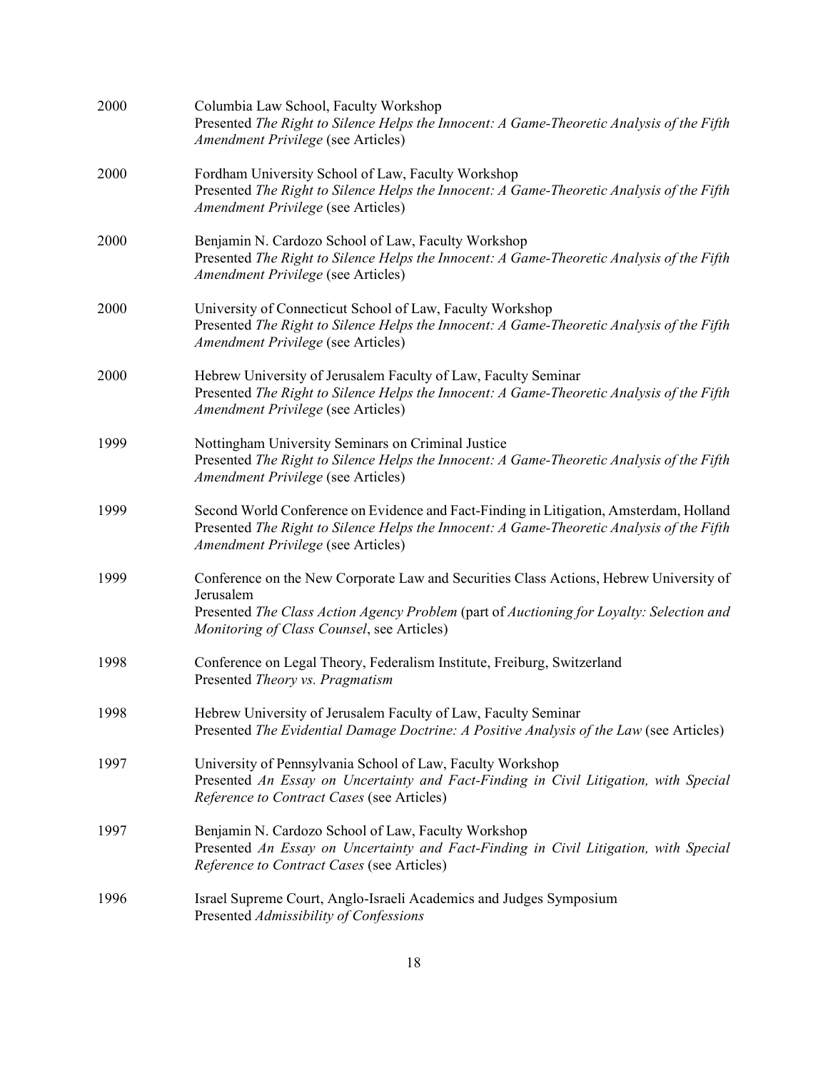2000 Columbia Law School, Faculty Workshop
Presented *The Right to Silence Helps the Innocent: A Game-Theoretic Analysis of the Fifth Amendment Privilege* (see Articles)

2000 Fordham University School of Law, Faculty Workshop
Presented *The Right to Silence Helps the Innocent: A Game-Theoretic Analysis of the Fifth Amendment Privilege* (see Articles)

2000 Benjamin N. Cardozo School of Law, Faculty Workshop
Presented *The Right to Silence Helps the Innocent: A Game-Theoretic Analysis of the Fifth Amendment Privilege* (see Articles)

2000 University of Connecticut School of Law, Faculty Workshop
Presented *The Right to Silence Helps the Innocent: A Game-Theoretic Analysis of the Fifth Amendment Privilege* (see Articles)

2000 Hebrew University of Jerusalem Faculty of Law, Faculty Seminar
Presented *The Right to Silence Helps the Innocent: A Game-Theoretic Analysis of the Fifth Amendment Privilege* (see Articles)

1999 Nottingham University Seminars on Criminal Justice
Presented *The Right to Silence Helps the Innocent: A Game-Theoretic Analysis of the Fifth Amendment Privilege* (see Articles)

1999 Second World Conference on Evidence and Fact-Finding in Litigation, Amsterdam, Holland
Presented *The Right to Silence Helps the Innocent: A Game-Theoretic Analysis of the Fifth Amendment Privilege* (see Articles)

1999 Conference on the New Corporate Law and Securities Class Actions, Hebrew University of Jerusalem
Presented *The Class Action Agency Problem* (part of *Auctioning for Loyalty: Selection and Monitoring of Class Counsel*, see Articles)

1998 Conference on Legal Theory, Federalism Institute, Freiburg, Switzerland
Presented *Theory vs. Pragmatism*

1998 Hebrew University of Jerusalem Faculty of Law, Faculty Seminar
Presented *The Evidential Damage Doctrine: A Positive Analysis of the Law* (see Articles)

1997 University of Pennsylvania School of Law, Faculty Workshop
Presented *An Essay on Uncertainty and Fact-Finding in Civil Litigation, with Special Reference to Contract Cases* (see Articles)

1997 Benjamin N. Cardozo School of Law, Faculty Workshop
Presented *An Essay on Uncertainty and Fact-Finding in Civil Litigation, with Special Reference to Contract Cases* (see Articles)

1996 Israel Supreme Court, Anglo-Israeli Academics and Judges Symposium
Presented *Admissibility of Confessions*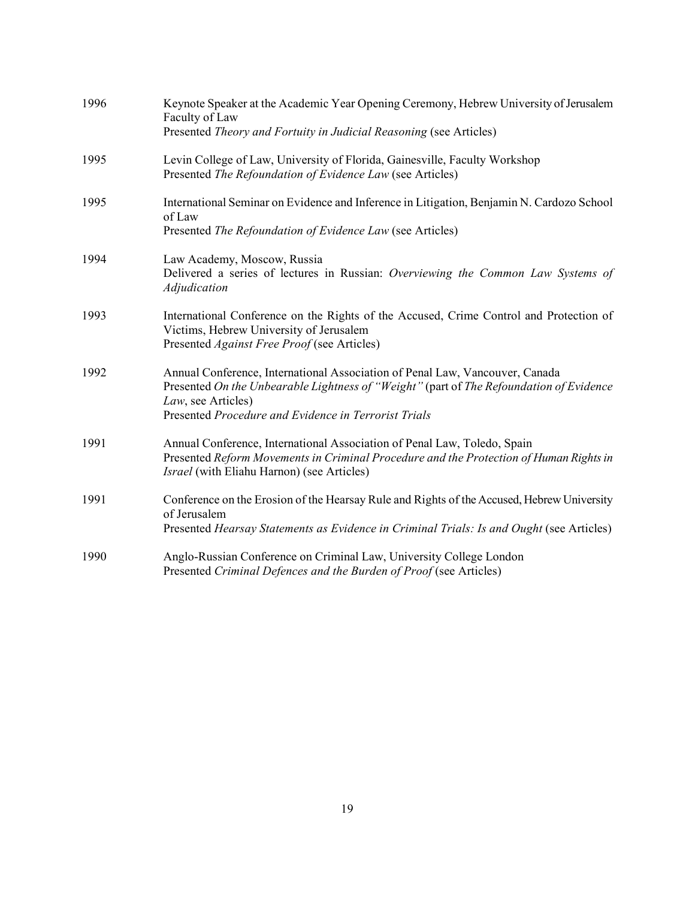1996 Keynote Speaker at the Academic Year Opening Ceremony, Hebrew University of Jerusalem Faculty of Law
Presented *Theory and Fortuity in Judicial Reasoning* (see Articles)

1995 Levin College of Law, University of Florida, Gainesville, Faculty Workshop
Presented *The Refoundation of Evidence Law* (see Articles)

1995 International Seminar on Evidence and Inference in Litigation, Benjamin N. Cardozo School of Law
Presented *The Refoundation of Evidence Law* (see Articles)

1994 Law Academy, Moscow, Russia
Delivered a series of lectures in Russian: *Overviewing the Common Law Systems of Adjudication*

1993 International Conference on the Rights of the Accused, Crime Control and Protection of Victims, Hebrew University of Jerusalem
Presented *Against Free Proof* (see Articles)

1992 Annual Conference, International Association of Penal Law, Vancouver, Canada
Presented *On the Unbearable Lightness of "Weight"* (part of *The Refoundation of Evidence Law*, see Articles)
Presented *Procedure and Evidence in Terrorist Trials*

1991 Annual Conference, International Association of Penal Law, Toledo, Spain
Presented *Reform Movements in Criminal Procedure and the Protection of Human Rights in Israel* (with Eliahu Harnon) (see Articles)

1991 Conference on the Erosion of the Hearsay Rule and Rights of the Accused, Hebrew University of Jerusalem
Presented *Hearsay Statements as Evidence in Criminal Trials: Is and Ought* (see Articles)

1990 Anglo-Russian Conference on Criminal Law, University College London
Presented *Criminal Defences and the Burden of Proof* (see Articles)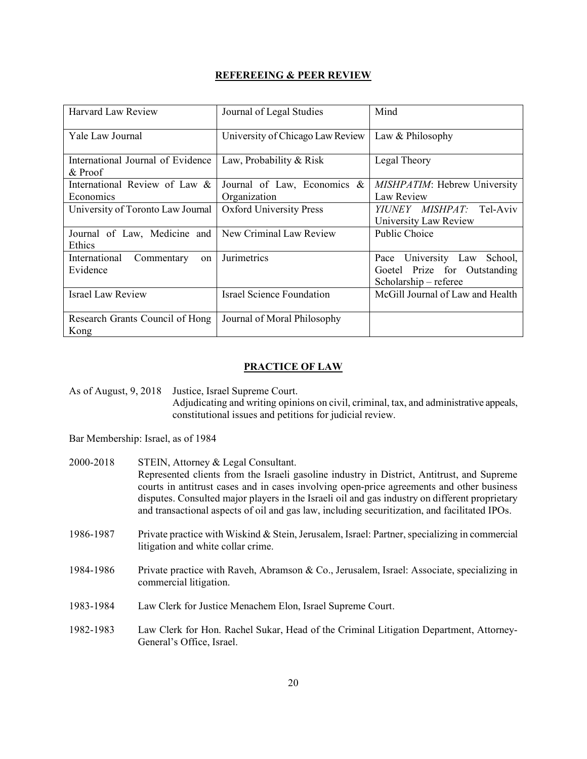## REFEREEING & PEER REVIEW

| | | |
|---|---|---|
| Harvard Law Review | Journal of Legal Studies | Mind |
| Yale Law Journal | University of Chicago Law Review | Law & Philosophy |
| International Journal of Evidence & Proof | Law, Probability & Risk | Legal Theory |
| International Review of Law & Economics | Journal of Law, Economics & Organization | *MISHPATIM*: Hebrew University Law Review |
| University of Toronto Law Journal | Oxford University Press | *YIUNEY MISHPAT:* Tel-Aviv University Law Review |
| Journal of Law, Medicine and Ethics | New Criminal Law Review | Public Choice |
| International Commentary on Evidence | Jurimetrics | Pace University Law School, Goetel Prize for Outstanding Scholarship – referee |
| Israel Law Review | Israel Science Foundation | McGill Journal of Law and Health |
| Research Grants Council of Hong Kong | Journal of Moral Philosophy | |

## PRACTICE OF LAW

As of August, 9, 2018 Justice, Israel Supreme Court.
Adjudicating and writing opinions on civil, criminal, tax, and administrative appeals, constitutional issues and petitions for judicial review.

Bar Membership: Israel, as of 1984

2000-2018 STEIN, Attorney & Legal Consultant.
Represented clients from the Israeli gasoline industry in District, Antitrust, and Supreme courts in antitrust cases and in cases involving open-price agreements and other business disputes. Consulted major players in the Israeli oil and gas industry on different proprietary and transactional aspects of oil and gas law, including securitization, and facilitated IPOs.

1986-1987 Private practice with Wiskind & Stein, Jerusalem, Israel: Partner, specializing in commercial litigation and white collar crime.

1984-1986 Private practice with Raveh, Abramson & Co., Jerusalem, Israel: Associate, specializing in commercial litigation.

1983-1984 Law Clerk for Justice Menachem Elon, Israel Supreme Court.

1982-1983 Law Clerk for Hon. Rachel Sukar, Head of the Criminal Litigation Department, Attorney-General's Office, Israel.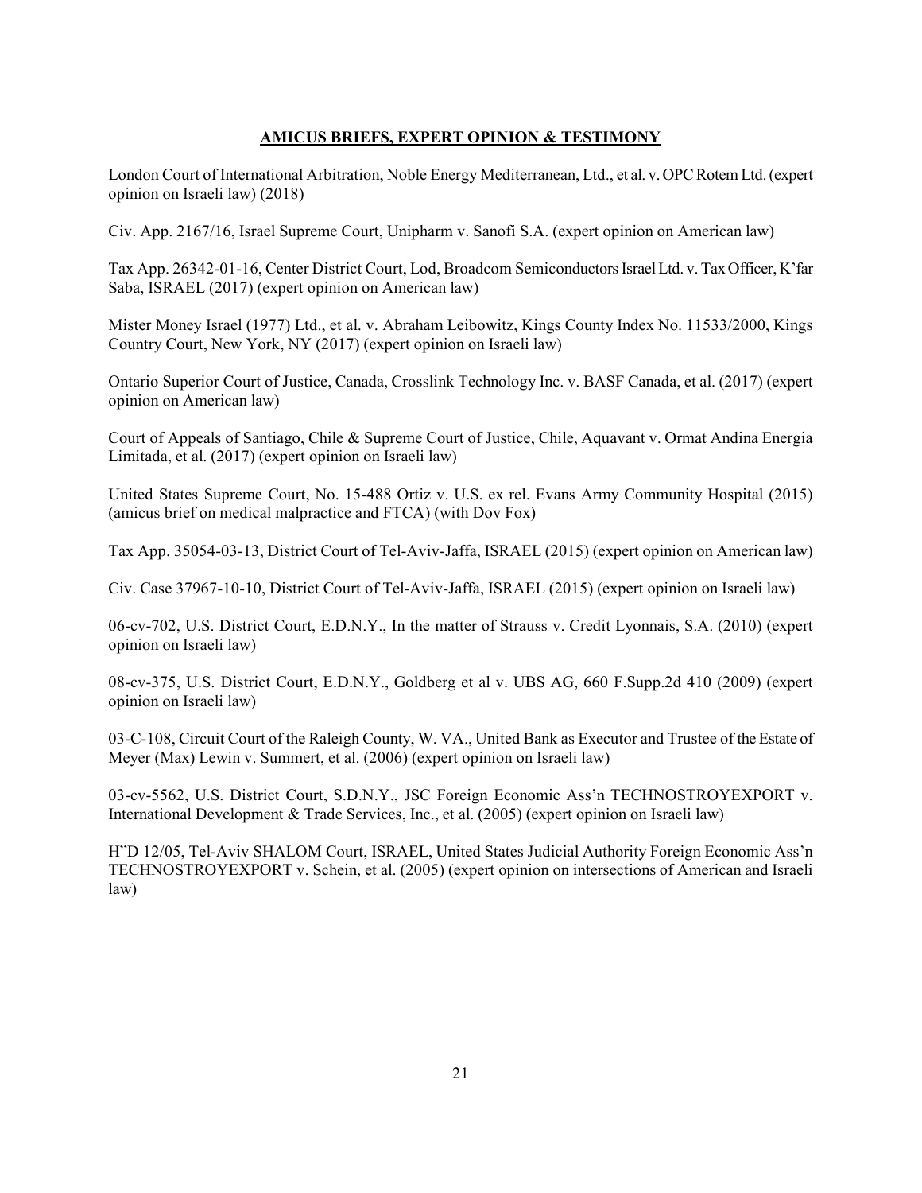## AMICUS BRIEFS, EXPERT OPINION & TESTIMONY

London Court of International Arbitration, Noble Energy Mediterranean, Ltd., et al. v. OPC Rotem Ltd. (expert opinion on Israeli law) (2018)

Civ. App. 2167/16, Israel Supreme Court, Unipharm v. Sanofi S.A. (expert opinion on American law)

Tax App. 26342-01-16, Center District Court, Lod, Broadcom Semiconductors Israel Ltd. v. Tax Officer, K'far Saba, ISRAEL (2017) (expert opinion on American law)

Mister Money Israel (1977) Ltd., et al. v. Abraham Leibowitz, Kings County Index No. 11533/2000, Kings Country Court, New York, NY (2017) (expert opinion on Israeli law)

Ontario Superior Court of Justice, Canada, Crosslink Technology Inc. v. BASF Canada, et al. (2017) (expert opinion on American law)

Court of Appeals of Santiago, Chile & Supreme Court of Justice, Chile, Aquavant v. Ormat Andina Energia Limitada, et al. (2017) (expert opinion on Israeli law)

United States Supreme Court, No. 15-488 Ortiz v. U.S. ex rel. Evans Army Community Hospital (2015) (amicus brief on medical malpractice and FTCA) (with Dov Fox)

Tax App. 35054-03-13, District Court of Tel-Aviv-Jaffa, ISRAEL (2015) (expert opinion on American law)

Civ. Case 37967-10-10, District Court of Tel-Aviv-Jaffa, ISRAEL (2015) (expert opinion on Israeli law)

06-cv-702, U.S. District Court, E.D.N.Y., In the matter of Strauss v. Credit Lyonnais, S.A. (2010) (expert opinion on Israeli law)

08-cv-375, U.S. District Court, E.D.N.Y., Goldberg et al v. UBS AG, 660 F.Supp.2d 410 (2009) (expert opinion on Israeli law)

03-C-108, Circuit Court of the Raleigh County, W. VA., United Bank as Executor and Trustee of the Estate of Meyer (Max) Lewin v. Summert, et al. (2006) (expert opinion on Israeli law)

03-cv-5562, U.S. District Court, S.D.N.Y., JSC Foreign Economic Ass'n TECHNOSTROYEXPORT v. International Development & Trade Services, Inc., et al. (2005) (expert opinion on Israeli law)

H"D 12/05, Tel-Aviv SHALOM Court, ISRAEL, United States Judicial Authority Foreign Economic Ass'n TECHNOSTROYEXPORT v. Schein, et al. (2005) (expert opinion on intersections of American and Israeli law)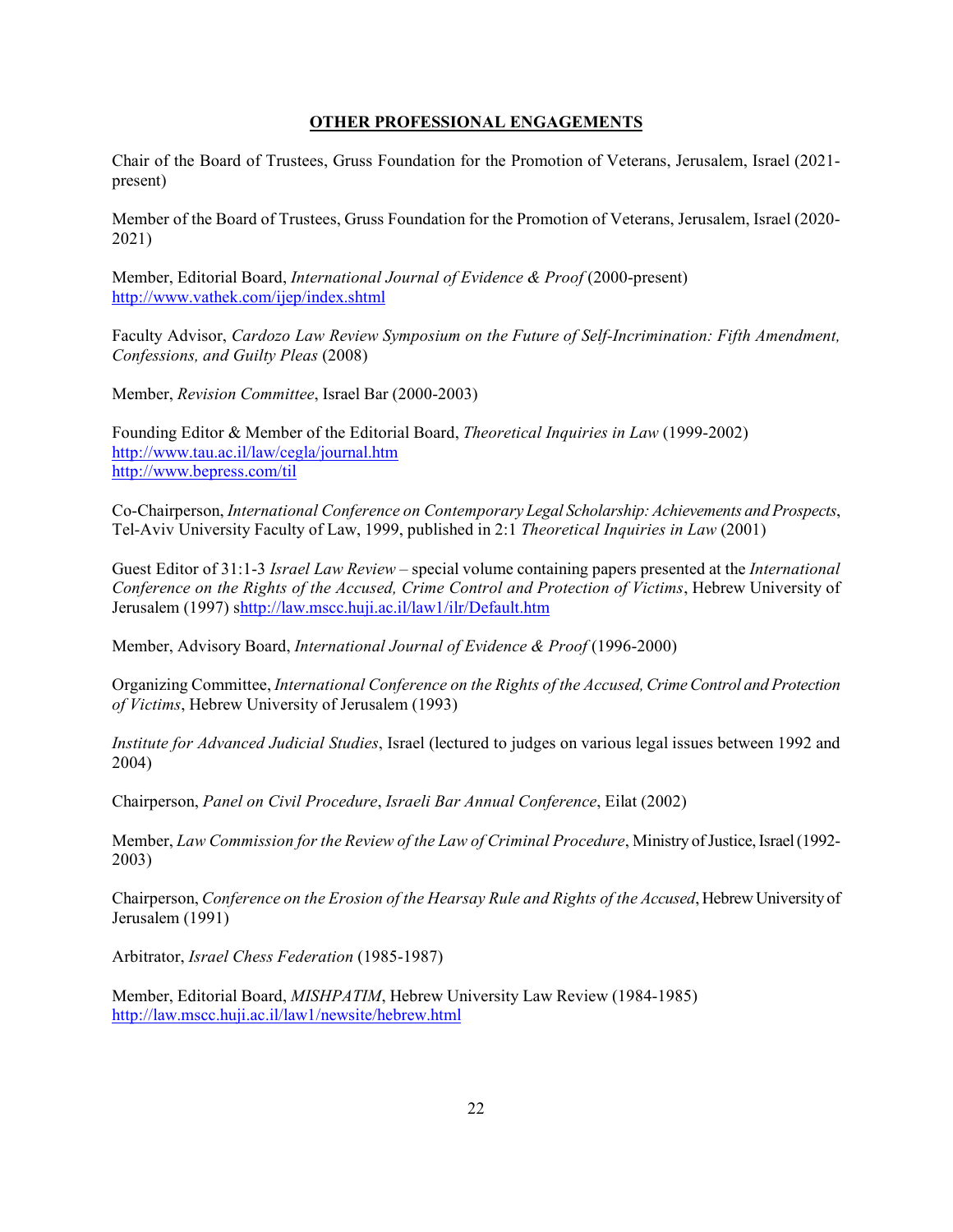## **OTHER PROFESSIONAL ENGAGEMENTS**

Chair of the Board of Trustees, Gruss Foundation for the Promotion of Veterans, Jerusalem, Israel (2021-present)

Member of the Board of Trustees, Gruss Foundation for the Promotion of Veterans, Jerusalem, Israel (2020-2021)

Member, Editorial Board, *International Journal of Evidence & Proof* (2000-present)
http://www.vathek.com/ijep/index.shtml

Faculty Advisor, *Cardozo Law Review Symposium on the Future of Self-Incrimination: Fifth Amendment, Confessions, and Guilty Pleas* (2008)

Member, *Revision Committee*, Israel Bar (2000-2003)

Founding Editor & Member of the Editorial Board, *Theoretical Inquiries in Law* (1999-2002)
http://www.tau.ac.il/law/cegla/journal.htm
http://www.bepress.com/til

Co-Chairperson, *International Conference on Contemporary Legal Scholarship: Achievements and Prospects*, Tel-Aviv University Faculty of Law, 1999, published in 2:1 *Theoretical Inquiries in Law* (2001)

Guest Editor of 31:1-3 *Israel Law Review* – special volume containing papers presented at the *International Conference on the Rights of the Accused, Crime Control and Protection of Victims*, Hebrew University of Jerusalem (1997) shttp://law.mscc.huji.ac.il/law1/ilr/Default.htm

Member, Advisory Board, *International Journal of Evidence & Proof* (1996-2000)

Organizing Committee, *International Conference on the Rights of the Accused, Crime Control and Protection of Victims*, Hebrew University of Jerusalem (1993)

*Institute for Advanced Judicial Studies*, Israel (lectured to judges on various legal issues between 1992 and 2004)

Chairperson, *Panel on Civil Procedure*, *Israeli Bar Annual Conference*, Eilat (2002)

Member, *Law Commission for the Review of the Law of Criminal Procedure*, Ministry of Justice, Israel (1992-2003)

Chairperson, *Conference on the Erosion of the Hearsay Rule and Rights of the Accused*, Hebrew University of Jerusalem (1991)

Arbitrator, *Israel Chess Federation* (1985-1987)

Member, Editorial Board, *MISHPATIM*, Hebrew University Law Review (1984-1985)
http://law.mscc.huji.ac.il/law1/newsite/hebrew.html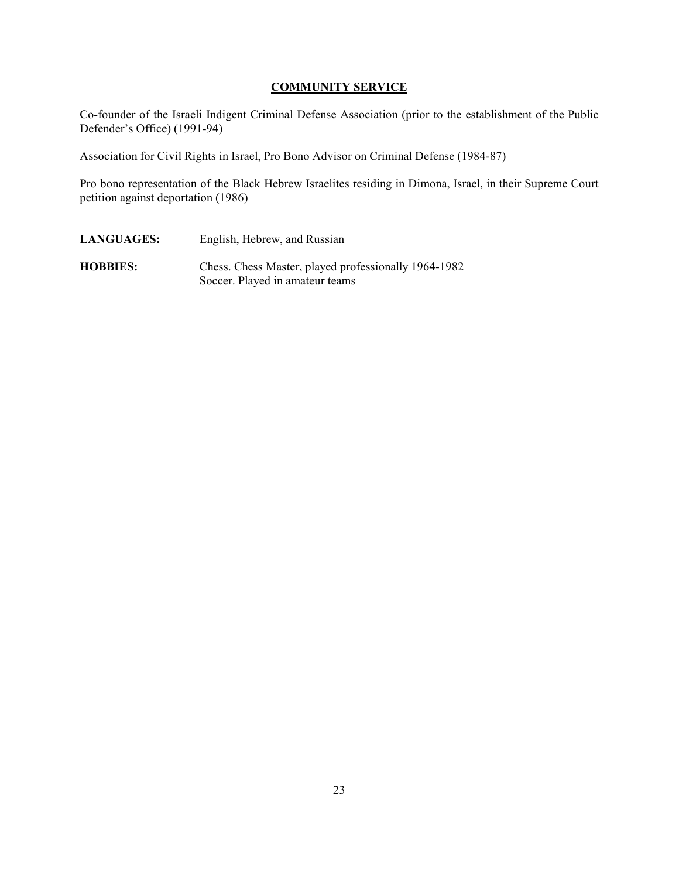## COMMUNITY SERVICE

Co-founder of the Israeli Indigent Criminal Defense Association (prior to the establishment of the Public Defender's Office) (1991-94)

Association for Civil Rights in Israel, Pro Bono Advisor on Criminal Defense (1984-87)

Pro bono representation of the Black Hebrew Israelites residing in Dimona, Israel, in their Supreme Court petition against deportation (1986)

**LANGUAGES:** English, Hebrew, and Russian

**HOBBIES:** Chess. Chess Master, played professionally 1964-1982
Soccer. Played in amateur teams